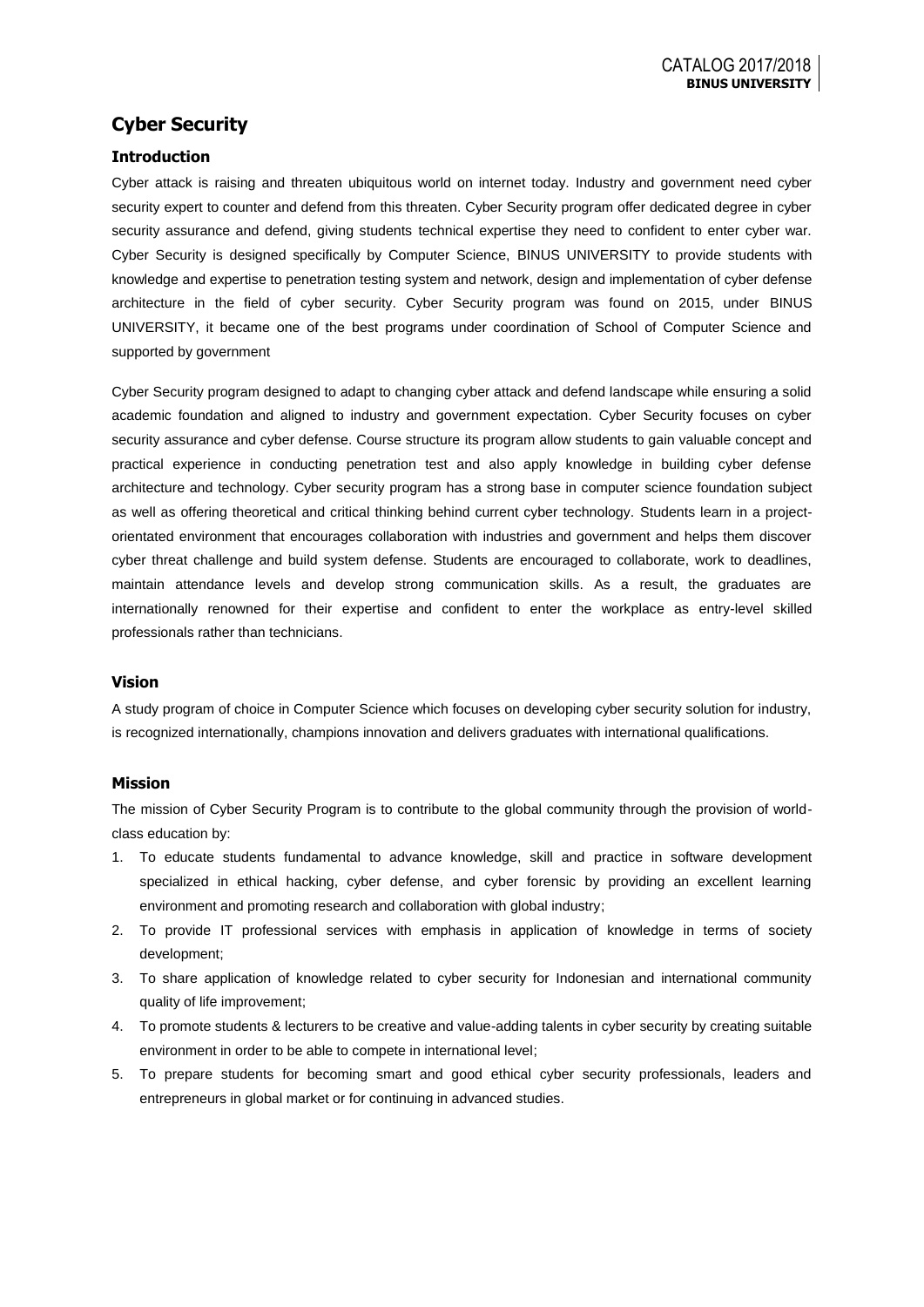# Cyber Security

## Introduction

Cyber attack is raising and threaten ubiquitous world on internet today. Industry and government need cyber security expert to counter and defend from this threaten. Cyber Security program offer dedicated degree in cyber security assurance and defend, giving students technical expertise they need to confident to enter cyber war. Cyber Security is designed specifically by Computer Science, BINUS UNIVERSITY to provide students with knowledge and expertise to penetration testing system and network, design and implementation of cyber defense architecture in the field of cyber security. Cyber Security program was found on 2015, under BINUS UNIVERSITY, it became one of the best programs under coordination of School of Computer Science and supported by government

Cyber Security program designed to adapt to changing cyber attack and defend landscape while ensuring a solid academic foundation and aligned to industry and government expectation. Cyber Security focuses on cyber security assurance and cyber defense. Course structure its program allow students to gain valuable concept and practical experience in conducting penetration test and also apply knowledge in building cyber defense architecture and technology. Cyber security program has a strong base in computer science foundation subject as well as offering theoretical and critical thinking behind current cyber technology. Students learn in a project-orientated environment that encourages collaboration with industries and government and helps them discover cyber threat challenge and build system defense. Students are encouraged to collaborate, work to deadlines, maintain attendance levels and develop strong communication skills. As a result, the graduates are internationally renowned for their expertise and confident to enter the workplace as entry-level skilled professionals rather than technicians.

## Vision

A study program of choice in Computer Science which focuses on developing cyber security solution for industry, is recognized internationally, champions innovation and delivers graduates with international qualifications.

## Mission

The mission of Cyber Security Program is to contribute to the global community through the provision of world-class education by:

1. To educate students fundamental to advance knowledge, skill and practice in software development specialized in ethical hacking, cyber defense, and cyber forensic by providing an excellent learning environment and promoting research and collaboration with global industry;
2. To provide IT professional services with emphasis in application of knowledge in terms of society development;
3. To share application of knowledge related to cyber security for Indonesian and international community quality of life improvement;
4. To promote students & lecturers to be creative and value-adding talents in cyber security by creating suitable environment in order to be able to compete in international level;
5. To prepare students for becoming smart and good ethical cyber security professionals, leaders and entrepreneurs in global market or for continuing in advanced studies.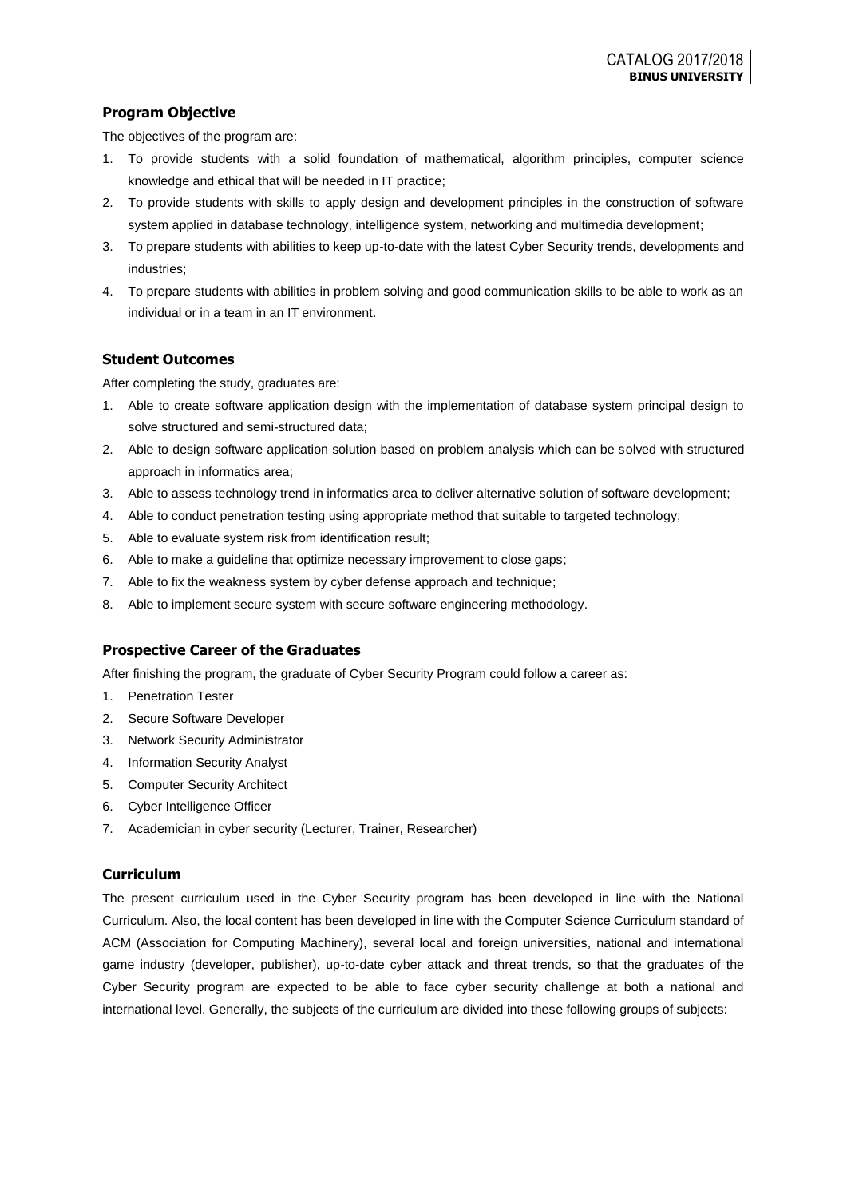### Program Objective

The objectives of the program are:

1. To provide students with a solid foundation of mathematical, algorithm principles, computer science knowledge and ethical that will be needed in IT practice;
2. To provide students with skills to apply design and development principles in the construction of software system applied in database technology, intelligence system, networking and multimedia development;
3. To prepare students with abilities to keep up-to-date with the latest Cyber Security trends, developments and industries;
4. To prepare students with abilities in problem solving and good communication skills to be able to work as an individual or in a team in an IT environment.

### Student Outcomes

After completing the study, graduates are:

1. Able to create software application design with the implementation of database system principal design to solve structured and semi-structured data;
2. Able to design software application solution based on problem analysis which can be solved with structured approach in informatics area;
3. Able to assess technology trend in informatics area to deliver alternative solution of software development;
4. Able to conduct penetration testing using appropriate method that suitable to targeted technology;
5. Able to evaluate system risk from identification result;
6. Able to make a guideline that optimize necessary improvement to close gaps;
7. Able to fix the weakness system by cyber defense approach and technique;
8. Able to implement secure system with secure software engineering methodology.

### Prospective Career of the Graduates

After finishing the program, the graduate of Cyber Security Program could follow a career as:

1. Penetration Tester
2. Secure Software Developer
3. Network Security Administrator
4. Information Security Analyst
5. Computer Security Architect
6. Cyber Intelligence Officer
7. Academician in cyber security (Lecturer, Trainer, Researcher)

### Curriculum

The present curriculum used in the Cyber Security program has been developed in line with the National Curriculum. Also, the local content has been developed in line with the Computer Science Curriculum standard of ACM (Association for Computing Machinery), several local and foreign universities, national and international game industry (developer, publisher), up-to-date cyber attack and threat trends, so that the graduates of the Cyber Security program are expected to be able to face cyber security challenge at both a national and international level. Generally, the subjects of the curriculum are divided into these following groups of subjects: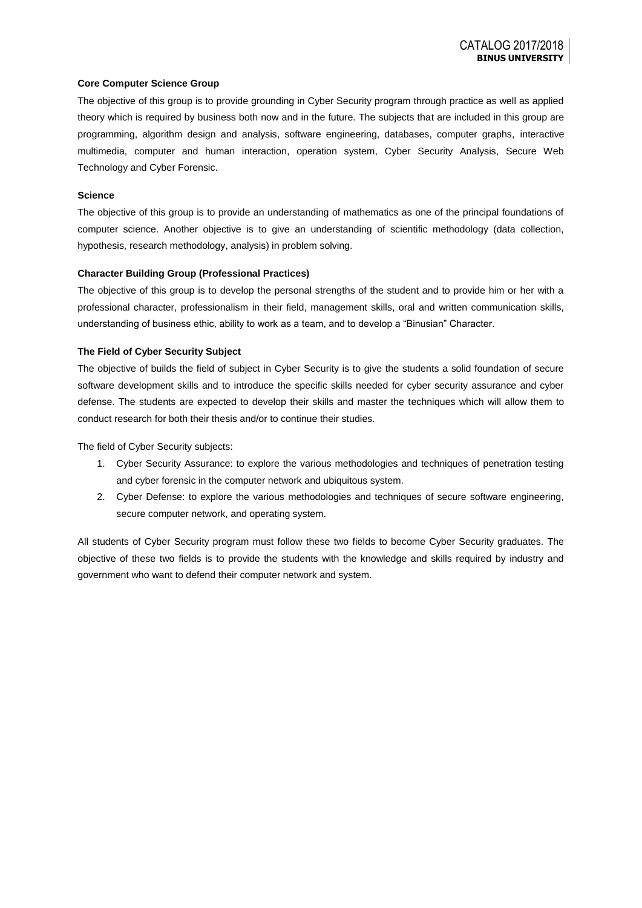**Core Computer Science Group**

The objective of this group is to provide grounding in Cyber Security program through practice as well as applied theory which is required by business both now and in the future. The subjects that are included in this group are programming, algorithm design and analysis, software engineering, databases, computer graphs, interactive multimedia, computer and human interaction, operation system, Cyber Security Analysis, Secure Web Technology and Cyber Forensic.

**Science**

The objective of this group is to provide an understanding of mathematics as one of the principal foundations of computer science. Another objective is to give an understanding of scientific methodology (data collection, hypothesis, research methodology, analysis) in problem solving.

**Character Building Group (Professional Practices)**

The objective of this group is to develop the personal strengths of the student and to provide him or her with a professional character, professionalism in their field, management skills, oral and written communication skills, understanding of business ethic, ability to work as a team, and to develop a "Binusian" Character.

**The Field of Cyber Security Subject**

The objective of builds the field of subject in Cyber Security is to give the students a solid foundation of secure software development skills and to introduce the specific skills needed for cyber security assurance and cyber defense. The students are expected to develop their skills and master the techniques which will allow them to conduct research for both their thesis and/or to continue their studies.

The field of Cyber Security subjects:

1. Cyber Security Assurance: to explore the various methodologies and techniques of penetration testing and cyber forensic in the computer network and ubiquitous system.
2. Cyber Defense: to explore the various methodologies and techniques of secure software engineering, secure computer network, and operating system.

All students of Cyber Security program must follow these two fields to become Cyber Security graduates. The objective of these two fields is to provide the students with the knowledge and skills required by industry and government who want to defend their computer network and system.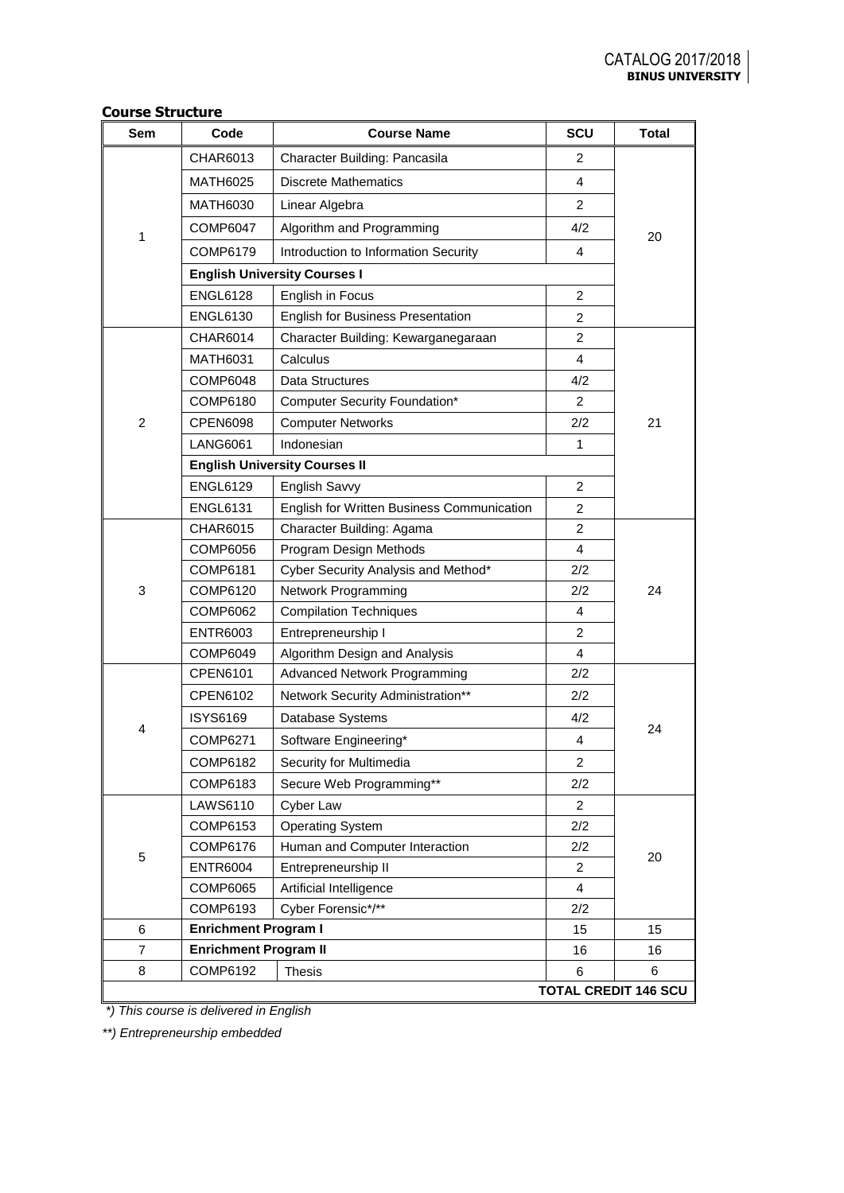### Course Structure

| Sem | Code | Course Name | SCU | Total |
|---|---|---|---|---|
| 1 | CHAR6013 | Character Building: Pancasila | 2 | 20 |
| | MATH6025 | Discrete Mathematics | 4 | |
| | MATH6030 | Linear Algebra | 2 | |
| | COMP6047 | Algorithm and Programming | 4/2 | |
| | COMP6179 | Introduction to Information Security | 4 | |
| | **English University Courses I** | | | |
| | ENGL6128 | English in Focus | 2 | |
| | ENGL6130 | English for Business Presentation | 2 | |
| 2 | CHAR6014 | Character Building: Kewarganegaraan | 2 | 21 |
| | MATH6031 | Calculus | 4 | |
| | COMP6048 | Data Structures | 4/2 | |
| | COMP6180 | Computer Security Foundation* | 2 | |
| | CPEN6098 | Computer Networks | 2/2 | |
| | LANG6061 | Indonesian | 1 | |
| | **English University Courses II** | | | |
| | ENGL6129 | English Savvy | 2 | |
| | ENGL6131 | English for Written Business Communication | 2 | |
| 3 | CHAR6015 | Character Building: Agama | 2 | 24 |
| | COMP6056 | Program Design Methods | 4 | |
| | COMP6181 | Cyber Security Analysis and Method* | 2/2 | |
| | COMP6120 | Network Programming | 2/2 | |
| | COMP6062 | Compilation Techniques | 4 | |
| | ENTR6003 | Entrepreneurship I | 2 | |
| | COMP6049 | Algorithm Design and Analysis | 4 | |
| 4 | CPEN6101 | Advanced Network Programming | 2/2 | 24 |
| | CPEN6102 | Network Security Administration** | 2/2 | |
| | ISYS6169 | Database Systems | 4/2 | |
| | COMP6271 | Software Engineering* | 4 | |
| | COMP6182 | Security for Multimedia | 2 | |
| | COMP6183 | Secure Web Programming** | 2/2 | |
| 5 | LAWS6110 | Cyber Law | 2 | 20 |
| | COMP6153 | Operating System | 2/2 | |
| | COMP6176 | Human and Computer Interaction | 2/2 | |
| | ENTR6004 | Entrepreneurship II | 2 | |
| | COMP6065 | Artificial Intelligence | 4 | |
| | COMP6193 | Cyber Forensic*/** | 2/2 | |
| 6 | **Enrichment Program I** | | 15 | 15 |
| 7 | **Enrichment Program II** | | 16 | 16 |
| 8 | COMP6192 | Thesis | 6 | 6 |
| | | | **TOTAL CREDIT 146 SCU** | |

*\*) This course is delivered in English*

*\*\*) Entrepreneurship embedded*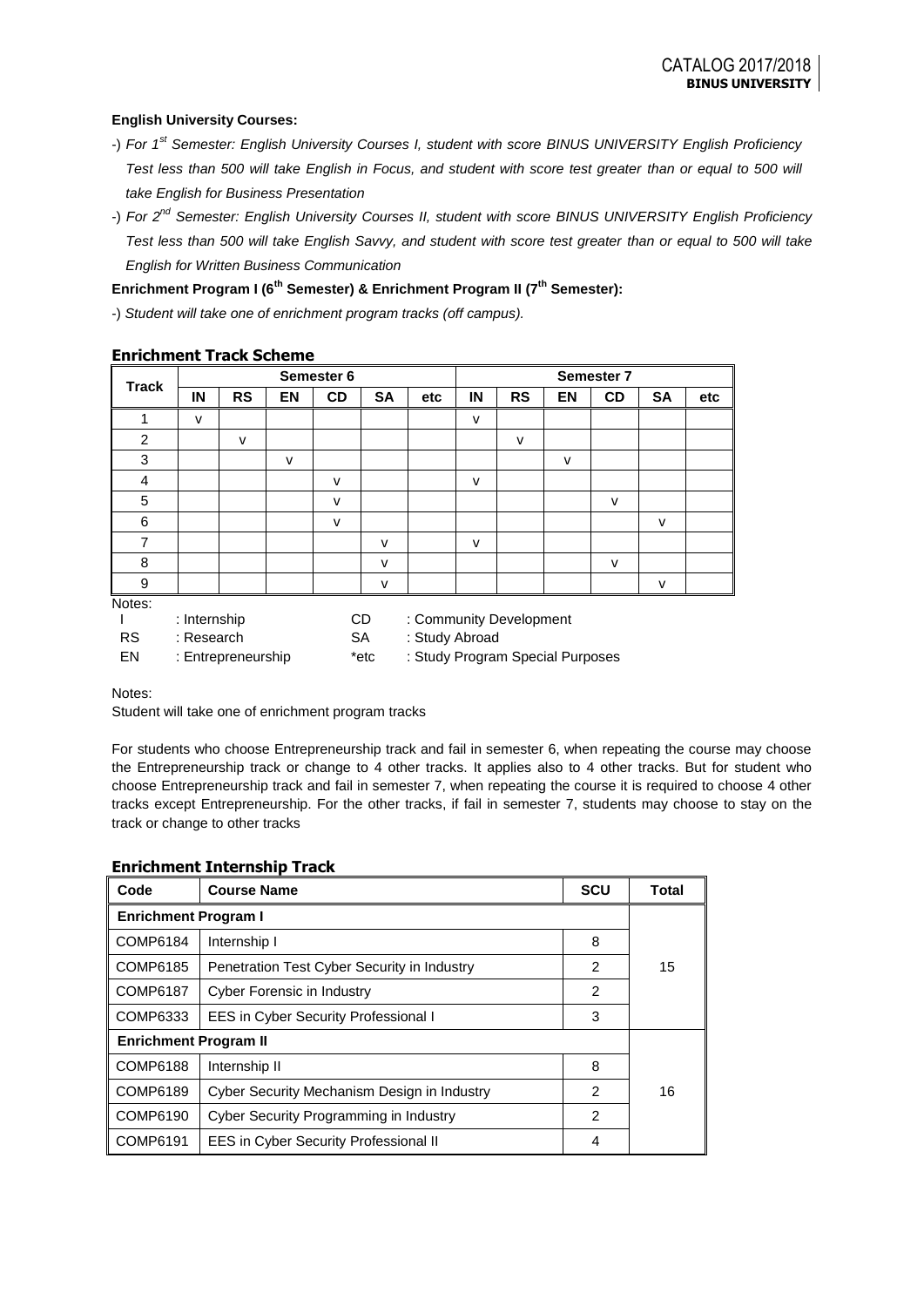**English University Courses:**

-) *For 1st Semester: English University Courses I, student with score BINUS UNIVERSITY English Proficiency Test less than 500 will take English in Focus, and student with score test greater than or equal to 500 will take English for Business Presentation*

-) *For 2nd Semester: English University Courses II, student with score BINUS UNIVERSITY English Proficiency Test less than 500 will take English Savvy, and student with score test greater than or equal to 500 will take English for Written Business Communication*

**Enrichment Program I (6th Semester) & Enrichment Program II (7th Semester):**

-) *Student will take one of enrichment program tracks (off campus).*

## Enrichment Track Scheme

| Track | Semester 6 | | | | | | Semester 7 | | | | | |
|---|---|---|---|---|---|---|---|---|---|---|---|---|
| | IN | RS | EN | CD | SA | etc | IN | RS | EN | CD | SA | etc |
| 1 | v | | | | | | v | | | | | |
| 2 | | v | | | | | | v | | | | |
| 3 | | | v | | | | | | v | | | |
| 4 | | | | v | | | v | | | | | |
| 5 | | | | v | | | | | | v | | |
| 6 | | | | v | | | | | | | v | |
| 7 | | | | | v | | v | | | | | |
| 8 | | | | | v | | | | | v | | |
| 9 | | | | | v | | | | | | v | |

Notes:

| | | | |
|---|---|---|---|
| I | : Internship | CD | : Community Development |
| RS | : Research | SA | : Study Abroad |
| EN | : Entrepreneurship | *etc | : Study Program Special Purposes |

Notes:

Student will take one of enrichment program tracks

For students who choose Entrepreneurship track and fail in semester 6, when repeating the course may choose the Entrepreneurship track or change to 4 other tracks. It applies also to 4 other tracks. But for student who choose Entrepreneurship track and fail in semester 7, when repeating the course it is required to choose 4 other tracks except Entrepreneurship. For the other tracks, if fail in semester 7, students may choose to stay on the track or change to other tracks

## Enrichment Internship Track

| Code | Course Name | SCU | Total |
|---|---|---|---|
| **Enrichment Program I** | | | |
| COMP6184 | Internship I | 8 | 15 |
| COMP6185 | Penetration Test Cyber Security in Industry | 2 | |
| COMP6187 | Cyber Forensic in Industry | 2 | |
| COMP6333 | EES in Cyber Security Professional I | 3 | |
| **Enrichment Program II** | | | |
| COMP6188 | Internship II | 8 | 16 |
| COMP6189 | Cyber Security Mechanism Design in Industry | 2 | |
| COMP6190 | Cyber Security Programming in Industry | 2 | |
| COMP6191 | EES in Cyber Security Professional II | 4 | |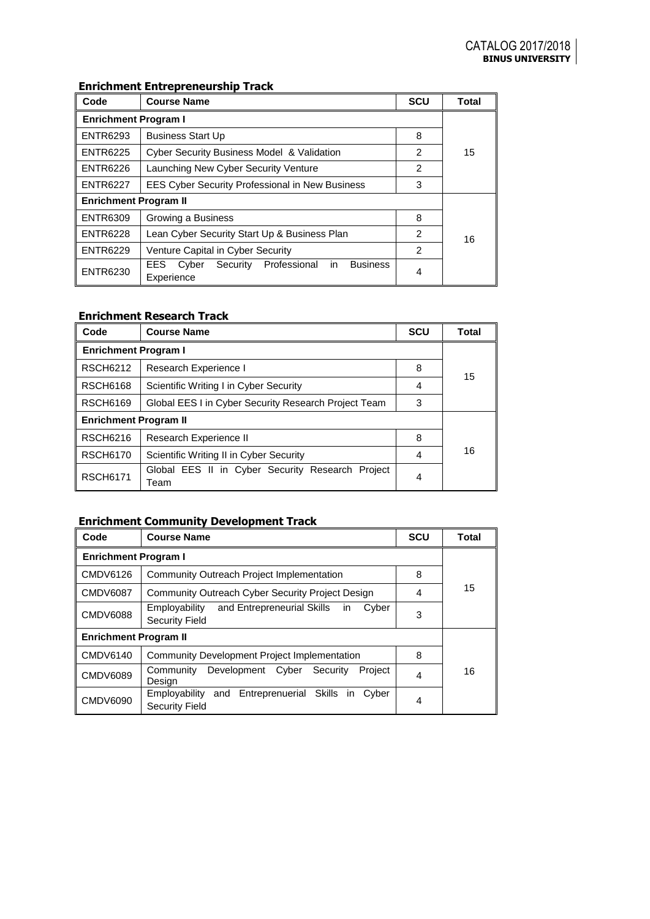### Enrichment Entrepreneurship Track

| Code | Course Name | SCU | Total |
|---|---|---|---|
| **Enrichment Program I** | | | 15 |
| ENTR6293 | Business Start Up | 8 | |
| ENTR6225 | Cyber Security Business Model & Validation | 2 | |
| ENTR6226 | Launching New Cyber Security Venture | 2 | |
| ENTR6227 | EES Cyber Security Professional in New Business | 3 | |
| **Enrichment Program II** | | | 16 |
| ENTR6309 | Growing a Business | 8 | |
| ENTR6228 | Lean Cyber Security Start Up & Business Plan | 2 | |
| ENTR6229 | Venture Capital in Cyber Security | 2 | |
| ENTR6230 | EES Cyber Security Professional in Business Experience | 4 | |

### Enrichment Research Track

| Code | Course Name | SCU | Total |
|---|---|---|---|
| **Enrichment Program I** | | | 15 |
| RSCH6212 | Research Experience I | 8 | |
| RSCH6168 | Scientific Writing I in Cyber Security | 4 | |
| RSCH6169 | Global EES I in Cyber Security Research Project Team | 3 | |
| **Enrichment Program II** | | | 16 |
| RSCH6216 | Research Experience II | 8 | |
| RSCH6170 | Scientific Writing II in Cyber Security | 4 | |
| RSCH6171 | Global EES II in Cyber Security Research Project Team | 4 | |

### Enrichment Community Development Track

| Code | Course Name | SCU | Total |
|---|---|---|---|
| **Enrichment Program I** | | | 15 |
| CMDV6126 | Community Outreach Project Implementation | 8 | |
| CMDV6087 | Community Outreach Cyber Security Project Design | 4 | |
| CMDV6088 | Employability and Entrepreneurial Skills in Cyber Security Field | 3 | |
| **Enrichment Program II** | | | 16 |
| CMDV6140 | Community Development Project Implementation | 8 | |
| CMDV6089 | Community Development Cyber Security Project Design | 4 | |
| CMDV6090 | Employability and Entreprenuerial Skills in Cyber Security Field | 4 | |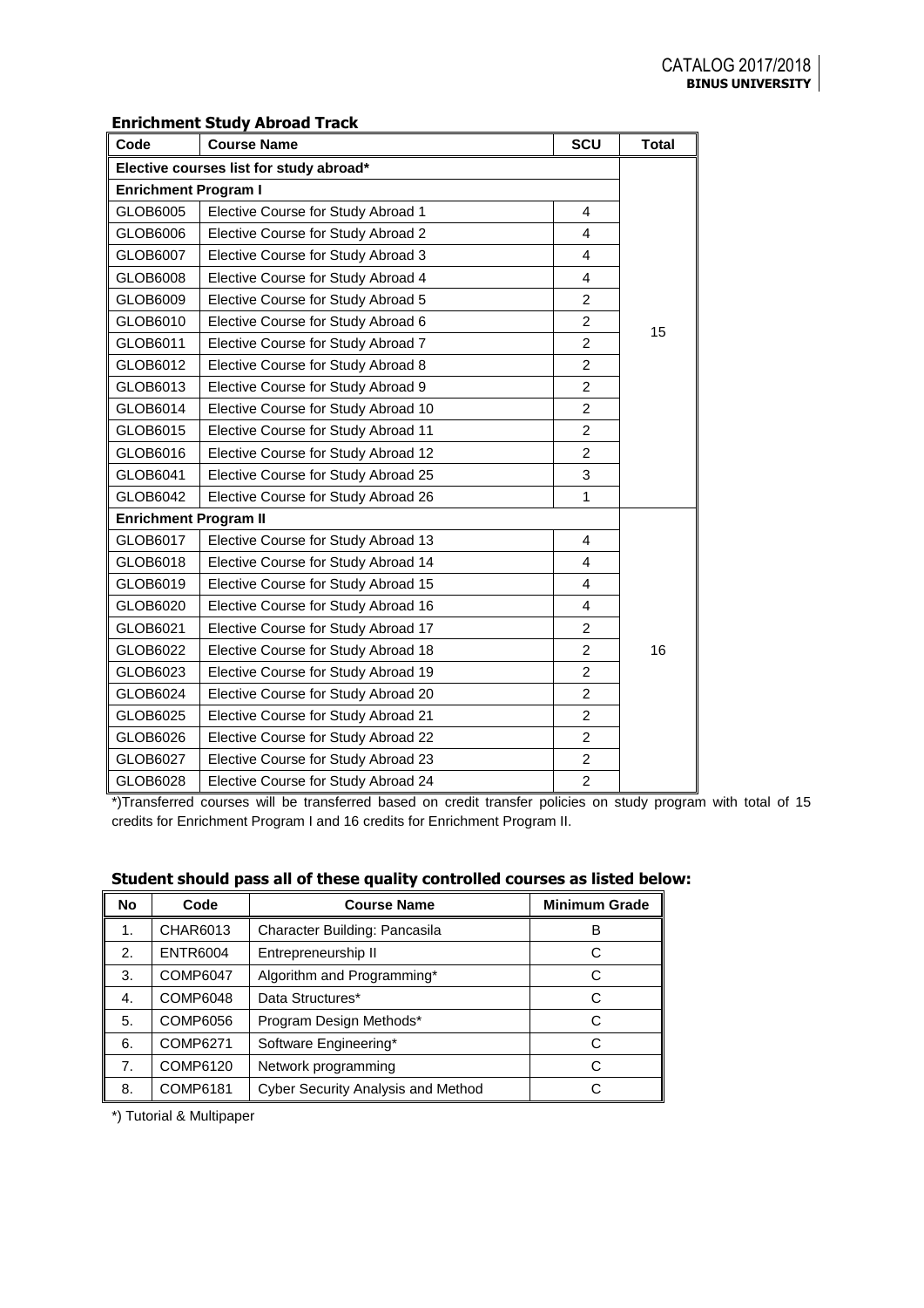### Enrichment Study Abroad Track

| Code | Course Name | SCU | Total |
|---|---|---|---|
| **Elective courses list for study abroad*** | | | |
| **Enrichment Program I** | | | 15 |
| GLOB6005 | Elective Course for Study Abroad 1 | 4 | |
| GLOB6006 | Elective Course for Study Abroad 2 | 4 | |
| GLOB6007 | Elective Course for Study Abroad 3 | 4 | |
| GLOB6008 | Elective Course for Study Abroad 4 | 4 | |
| GLOB6009 | Elective Course for Study Abroad 5 | 2 | |
| GLOB6010 | Elective Course for Study Abroad 6 | 2 | |
| GLOB6011 | Elective Course for Study Abroad 7 | 2 | |
| GLOB6012 | Elective Course for Study Abroad 8 | 2 | |
| GLOB6013 | Elective Course for Study Abroad 9 | 2 | |
| GLOB6014 | Elective Course for Study Abroad 10 | 2 | |
| GLOB6015 | Elective Course for Study Abroad 11 | 2 | |
| GLOB6016 | Elective Course for Study Abroad 12 | 2 | |
| GLOB6041 | Elective Course for Study Abroad 25 | 3 | |
| GLOB6042 | Elective Course for Study Abroad 26 | 1 | |
| **Enrichment Program II** | | | 16 |
| GLOB6017 | Elective Course for Study Abroad 13 | 4 | |
| GLOB6018 | Elective Course for Study Abroad 14 | 4 | |
| GLOB6019 | Elective Course for Study Abroad 15 | 4 | |
| GLOB6020 | Elective Course for Study Abroad 16 | 4 | |
| GLOB6021 | Elective Course for Study Abroad 17 | 2 | |
| GLOB6022 | Elective Course for Study Abroad 18 | 2 | |
| GLOB6023 | Elective Course for Study Abroad 19 | 2 | |
| GLOB6024 | Elective Course for Study Abroad 20 | 2 | |
| GLOB6025 | Elective Course for Study Abroad 21 | 2 | |
| GLOB6026 | Elective Course for Study Abroad 22 | 2 | |
| GLOB6027 | Elective Course for Study Abroad 23 | 2 | |
| GLOB6028 | Elective Course for Study Abroad 24 | 2 | |

*)Transferred courses will be transferred based on credit transfer policies on study program with total of 15 credits for Enrichment Program I and 16 credits for Enrichment Program II.

### Student should pass all of these quality controlled courses as listed below:

| No | Code | Course Name | Minimum Grade |
|---|---|---|---|
| 1. | CHAR6013 | Character Building: Pancasila | B |
| 2. | ENTR6004 | Entrepreneurship II | C |
| 3. | COMP6047 | Algorithm and Programming* | C |
| 4. | COMP6048 | Data Structures* | C |
| 5. | COMP6056 | Program Design Methods* | C |
| 6. | COMP6271 | Software Engineering* | C |
| 7. | COMP6120 | Network programming | C |
| 8. | COMP6181 | Cyber Security Analysis and Method | C |

*) Tutorial & Multipaper